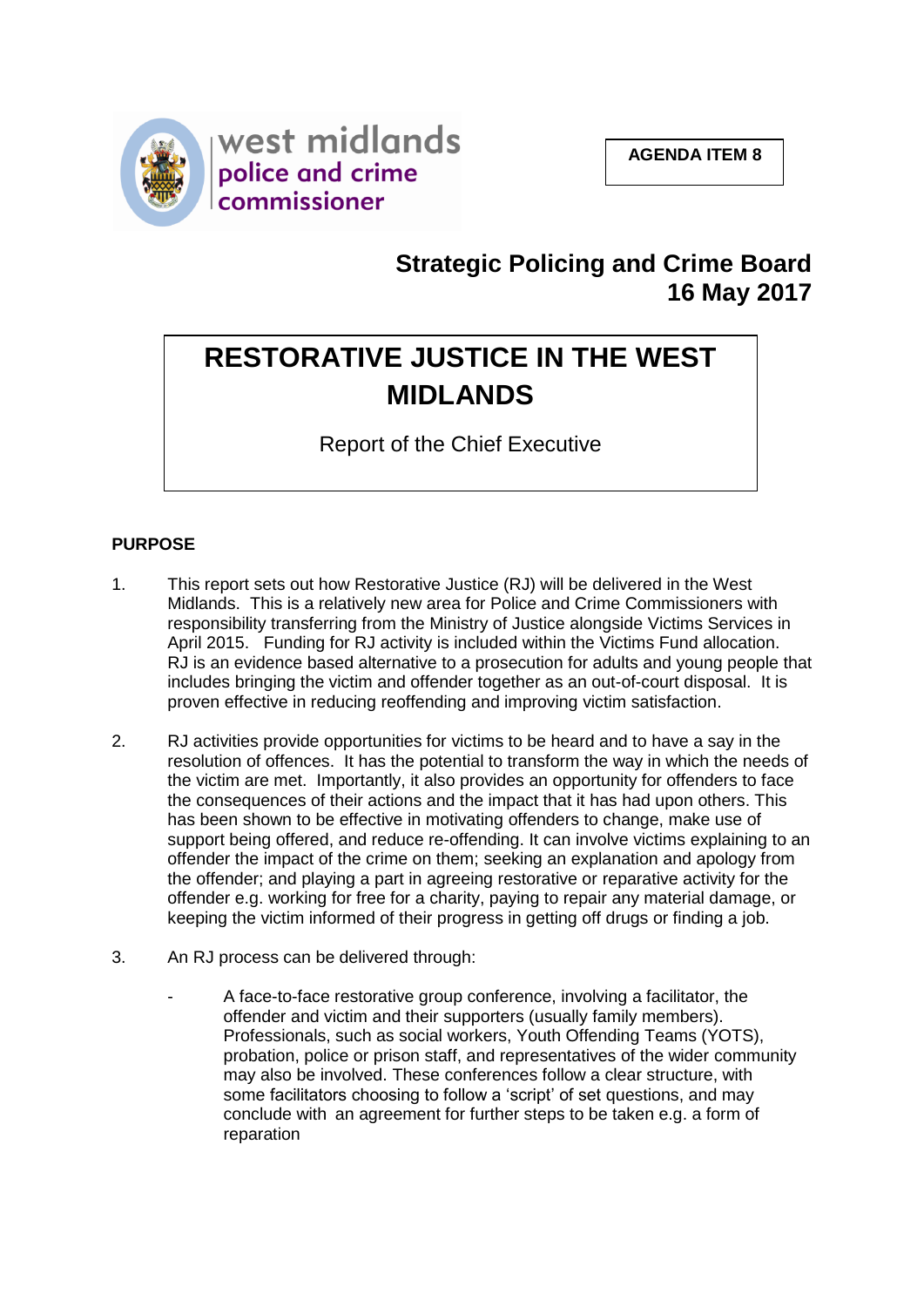west midlands police and crime commissioner

**AGENDA ITEM 8**

**Strategic Policing and Crime Board**
**16 May 2017**

# RESTORATIVE JUSTICE IN THE WEST MIDLANDS

Report of the Chief Executive

## PURPOSE

1. This report sets out how Restorative Justice (RJ) will be delivered in the West Midlands. This is a relatively new area for Police and Crime Commissioners with responsibility transferring from the Ministry of Justice alongside Victims Services in April 2015. Funding for RJ activity is included within the Victims Fund allocation. RJ is an evidence based alternative to a prosecution for adults and young people that includes bringing the victim and offender together as an out-of-court disposal. It is proven effective in reducing reoffending and improving victim satisfaction.

2. RJ activities provide opportunities for victims to be heard and to have a say in the resolution of offences. It has the potential to transform the way in which the needs of the victim are met. Importantly, it also provides an opportunity for offenders to face the consequences of their actions and the impact that it has had upon others. This has been shown to be effective in motivating offenders to change, make use of support being offered, and reduce re-offending. It can involve victims explaining to an offender the impact of the crime on them; seeking an explanation and apology from the offender; and playing a part in agreeing restorative or reparative activity for the offender e.g. working for free for a charity, paying to repair any material damage, or keeping the victim informed of their progress in getting off drugs or finding a job.

3. An RJ process can be delivered through:

   - A face-to-face restorative group conference, involving a facilitator, the offender and victim and their supporters (usually family members). Professionals, such as social workers, Youth Offending Teams (YOTS), probation, police or prison staff, and representatives of the wider community may also be involved. These conferences follow a clear structure, with some facilitators choosing to follow a 'script' of set questions, and may conclude with an agreement for further steps to be taken e.g. a form of reparation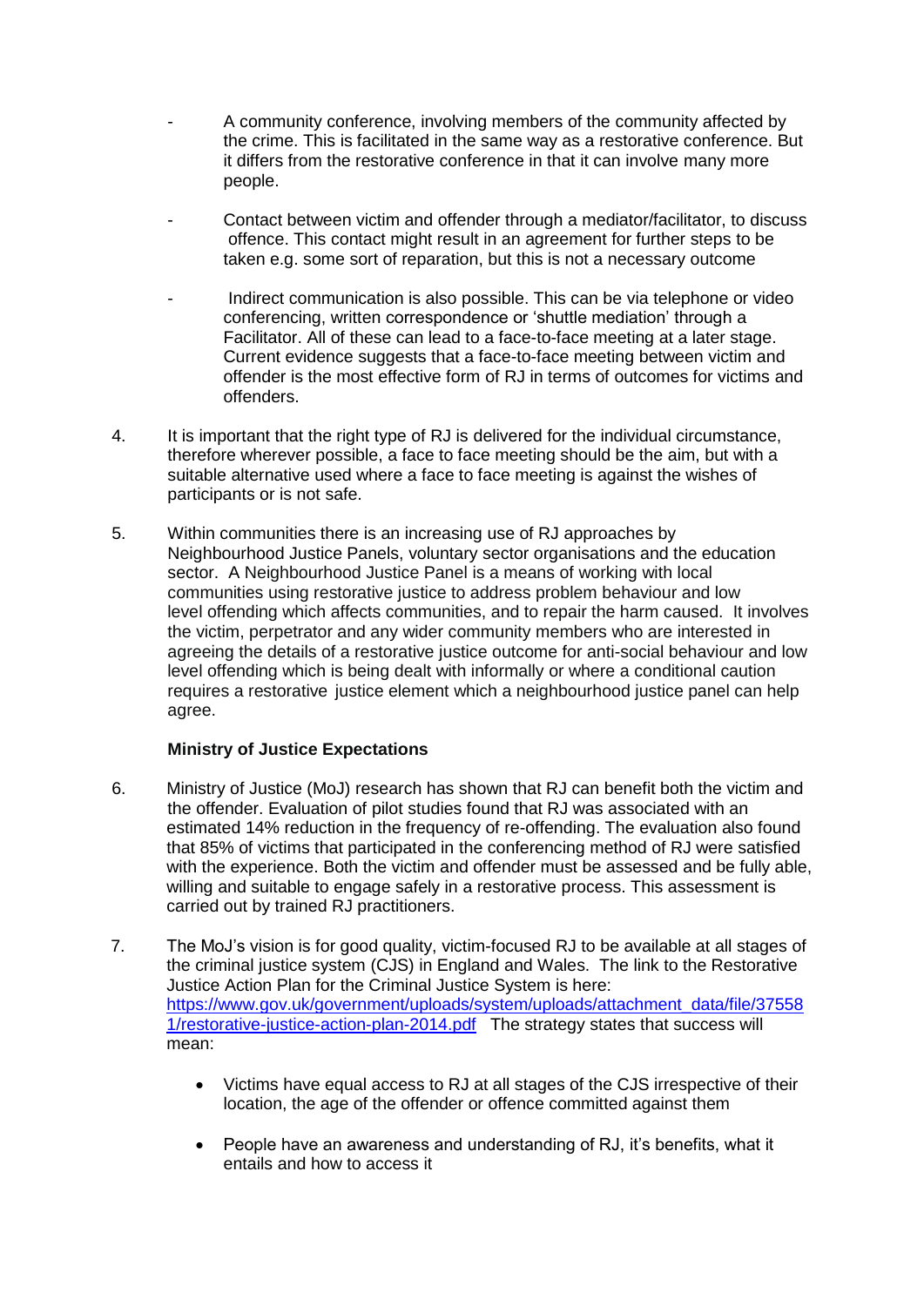- A community conference, involving members of the community affected by the crime. This is facilitated in the same way as a restorative conference. But it differs from the restorative conference in that it can involve many more people.

- Contact between victim and offender through a mediator/facilitator, to discuss offence. This contact might result in an agreement for further steps to be taken e.g. some sort of reparation, but this is not a necessary outcome

- Indirect communication is also possible. This can be via telephone or video conferencing, written correspondence or 'shuttle mediation' through a Facilitator. All of these can lead to a face-to-face meeting at a later stage. Current evidence suggests that a face-to-face meeting between victim and offender is the most effective form of RJ in terms of outcomes for victims and offenders.

4. It is important that the right type of RJ is delivered for the individual circumstance, therefore wherever possible, a face to face meeting should be the aim, but with a suitable alternative used where a face to face meeting is against the wishes of participants or is not safe.

5. Within communities there is an increasing use of RJ approaches by Neighbourhood Justice Panels, voluntary sector organisations and the education sector. A Neighbourhood Justice Panel is a means of working with local communities using restorative justice to address problem behaviour and low level offending which affects communities, and to repair the harm caused. It involves the victim, perpetrator and any wider community members who are interested in agreeing the details of a restorative justice outcome for anti-social behaviour and low level offending which is being dealt with informally or where a conditional caution requires a restorative justice element which a neighbourhood justice panel can help agree.

**Ministry of Justice Expectations**

6. Ministry of Justice (MoJ) research has shown that RJ can benefit both the victim and the offender. Evaluation of pilot studies found that RJ was associated with an estimated 14% reduction in the frequency of re-offending. The evaluation also found that 85% of victims that participated in the conferencing method of RJ were satisfied with the experience. Both the victim and offender must be assessed and be fully able, willing and suitable to engage safely in a restorative process. This assessment is carried out by trained RJ practitioners.

7. The MoJ's vision is for good quality, victim-focused RJ to be available at all stages of the criminal justice system (CJS) in England and Wales. The link to the Restorative Justice Action Plan for the Criminal Justice System is here: [https://www.gov.uk/government/uploads/system/uploads/attachment_data/file/375581/restorative-justice-action-plan-2014.pdf](https://www.gov.uk/government/uploads/system/uploads/attachment_data/file/375581/restorative-justice-action-plan-2014.pdf) The strategy states that success will mean:

   - Victims have equal access to RJ at all stages of the CJS irrespective of their location, the age of the offender or offence committed against them

   - People have an awareness and understanding of RJ, it's benefits, what it entails and how to access it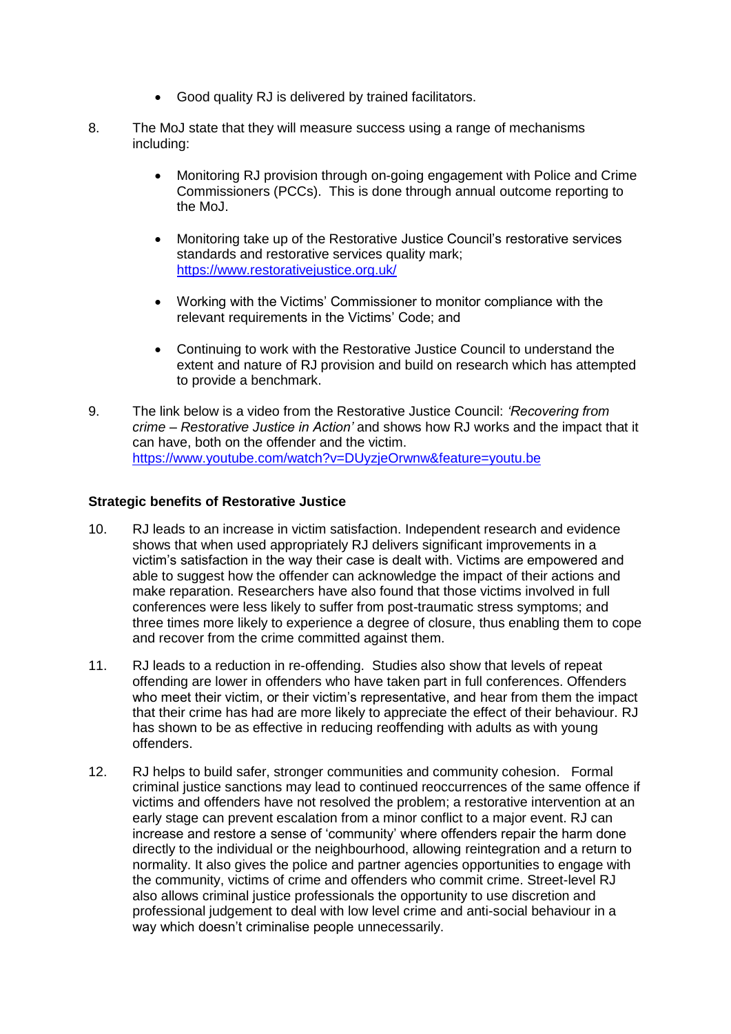- Good quality RJ is delivered by trained facilitators.

8. The MoJ state that they will measure success using a range of mechanisms including:

    - Monitoring RJ provision through on-going engagement with Police and Crime Commissioners (PCCs). This is done through annual outcome reporting to the MoJ.

    - Monitoring take up of the Restorative Justice Council's restorative services standards and restorative services quality mark; https://www.restorativejustice.org.uk/

    - Working with the Victims' Commissioner to monitor compliance with the relevant requirements in the Victims' Code; and

    - Continuing to work with the Restorative Justice Council to understand the extent and nature of RJ provision and build on research which has attempted to provide a benchmark.

9. The link below is a video from the Restorative Justice Council: *'Recovering from crime – Restorative Justice in Action'* and shows how RJ works and the impact that it can have, both on the offender and the victim. https://www.youtube.com/watch?v=DUyzjeOrwnw&feature=youtu.be

**Strategic benefits of Restorative Justice**

10. RJ leads to an increase in victim satisfaction. Independent research and evidence shows that when used appropriately RJ delivers significant improvements in a victim's satisfaction in the way their case is dealt with. Victims are empowered and able to suggest how the offender can acknowledge the impact of their actions and make reparation. Researchers have also found that those victims involved in full conferences were less likely to suffer from post-traumatic stress symptoms; and three times more likely to experience a degree of closure, thus enabling them to cope and recover from the crime committed against them.

11. RJ leads to a reduction in re-offending. Studies also show that levels of repeat offending are lower in offenders who have taken part in full conferences. Offenders who meet their victim, or their victim's representative, and hear from them the impact that their crime has had are more likely to appreciate the effect of their behaviour. RJ has shown to be as effective in reducing reoffending with adults as with young offenders.

12. RJ helps to build safer, stronger communities and community cohesion. Formal criminal justice sanctions may lead to continued reoccurrences of the same offence if victims and offenders have not resolved the problem; a restorative intervention at an early stage can prevent escalation from a minor conflict to a major event. RJ can increase and restore a sense of 'community' where offenders repair the harm done directly to the individual or the neighbourhood, allowing reintegration and a return to normality. It also gives the police and partner agencies opportunities to engage with the community, victims of crime and offenders who commit crime. Street-level RJ also allows criminal justice professionals the opportunity to use discretion and professional judgement to deal with low level crime and anti-social behaviour in a way which doesn't criminalise people unnecessarily.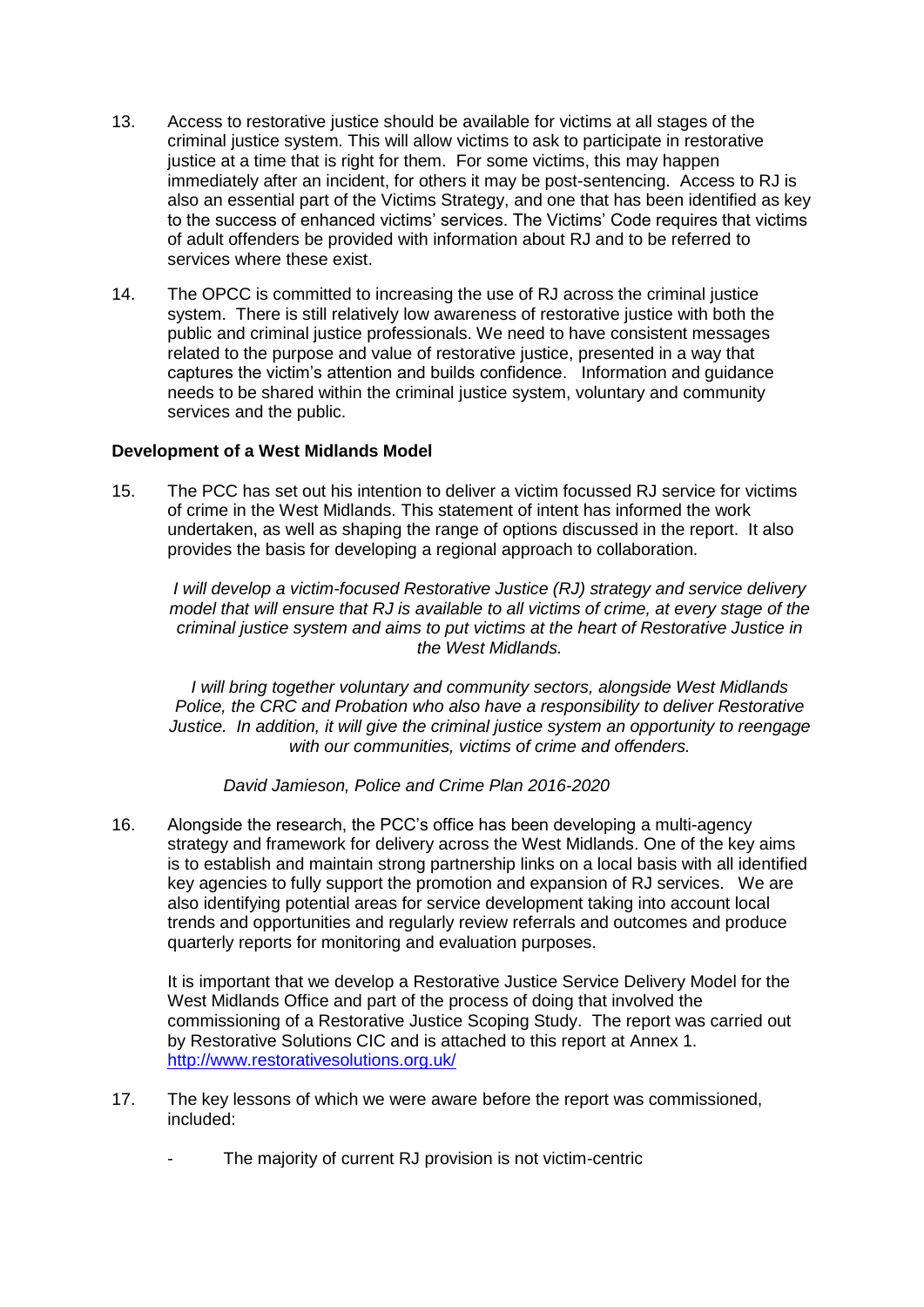13. Access to restorative justice should be available for victims at all stages of the criminal justice system. This will allow victims to ask to participate in restorative justice at a time that is right for them. For some victims, this may happen immediately after an incident, for others it may be post-sentencing. Access to RJ is also an essential part of the Victims Strategy, and one that has been identified as key to the success of enhanced victims' services. The Victims' Code requires that victims of adult offenders be provided with information about RJ and to be referred to services where these exist.

14. The OPCC is committed to increasing the use of RJ across the criminal justice system. There is still relatively low awareness of restorative justice with both the public and criminal justice professionals. We need to have consistent messages related to the purpose and value of restorative justice, presented in a way that captures the victim's attention and builds confidence. Information and guidance needs to be shared within the criminal justice system, voluntary and community services and the public.

**Development of a West Midlands Model**

15. The PCC has set out his intention to deliver a victim focussed RJ service for victims of crime in the West Midlands. This statement of intent has informed the work undertaken, as well as shaping the range of options discussed in the report. It also provides the basis for developing a regional approach to collaboration.

> *I will develop a victim-focused Restorative Justice (RJ) strategy and service delivery model that will ensure that RJ is available to all victims of crime, at every stage of the criminal justice system and aims to put victims at the heart of Restorative Justice in the West Midlands.*
>
> *I will bring together voluntary and community sectors, alongside West Midlands Police, the CRC and Probation who also have a responsibility to deliver Restorative Justice. In addition, it will give the criminal justice system an opportunity to reengage with our communities, victims of crime and offenders.*
>
> *David Jamieson, Police and Crime Plan 2016-2020*

16. Alongside the research, the PCC's office has been developing a multi-agency strategy and framework for delivery across the West Midlands. One of the key aims is to establish and maintain strong partnership links on a local basis with all identified key agencies to fully support the promotion and expansion of RJ services. We are also identifying potential areas for service development taking into account local trends and opportunities and regularly review referrals and outcomes and produce quarterly reports for monitoring and evaluation purposes.

    It is important that we develop a Restorative Justice Service Delivery Model for the West Midlands Office and part of the process of doing that involved the commissioning of a Restorative Justice Scoping Study. The report was carried out by Restorative Solutions CIC and is attached to this report at Annex 1. http://www.restorativesolutions.org.uk/

17. The key lessons of which we were aware before the report was commissioned, included:

    - The majority of current RJ provision is not victim-centric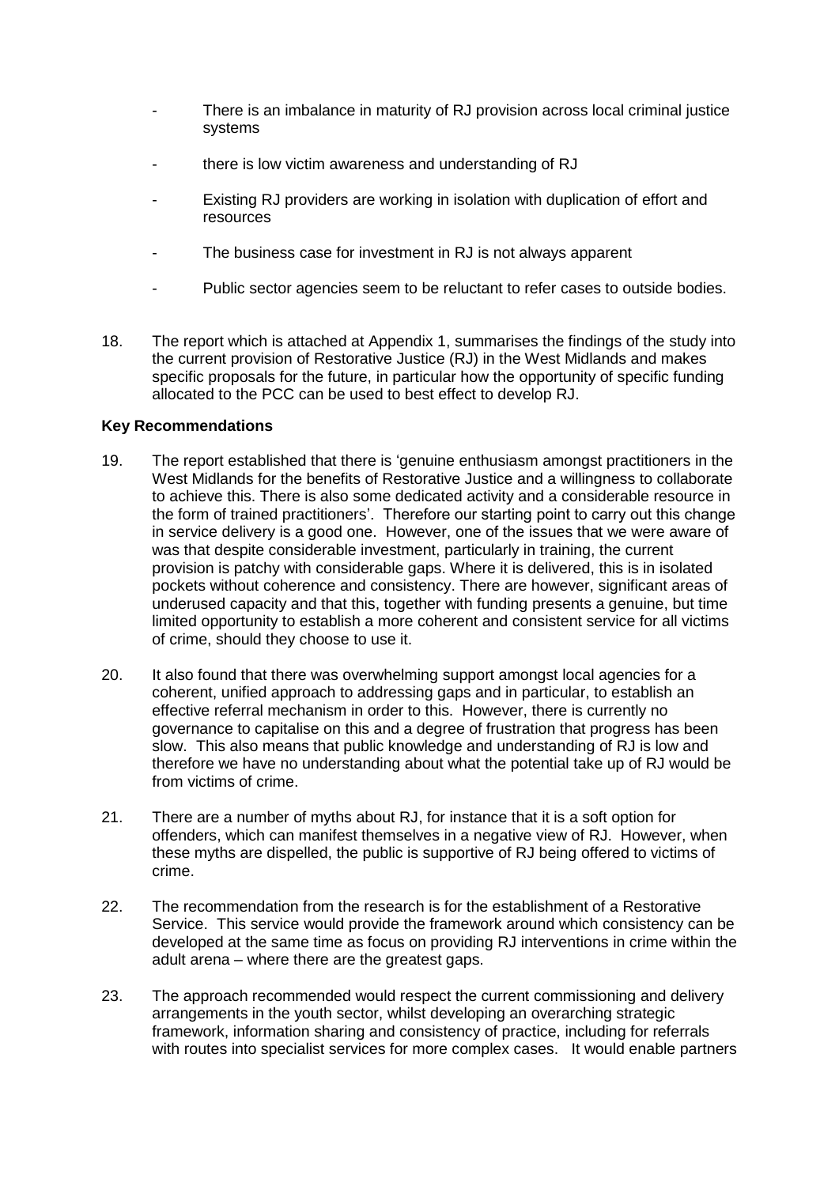- There is an imbalance in maturity of RJ provision across local criminal justice systems

- there is low victim awareness and understanding of RJ

- Existing RJ providers are working in isolation with duplication of effort and resources

- The business case for investment in RJ is not always apparent

- Public sector agencies seem to be reluctant to refer cases to outside bodies.

18. The report which is attached at Appendix 1, summarises the findings of the study into the current provision of Restorative Justice (RJ) in the West Midlands and makes specific proposals for the future, in particular how the opportunity of specific funding allocated to the PCC can be used to best effect to develop RJ.

**Key Recommendations**

19. The report established that there is 'genuine enthusiasm amongst practitioners in the West Midlands for the benefits of Restorative Justice and a willingness to collaborate to achieve this. There is also some dedicated activity and a considerable resource in the form of trained practitioners'. Therefore our starting point to carry out this change in service delivery is a good one. However, one of the issues that we were aware of was that despite considerable investment, particularly in training, the current provision is patchy with considerable gaps. Where it is delivered, this is in isolated pockets without coherence and consistency. There are however, significant areas of underused capacity and that this, together with funding presents a genuine, but time limited opportunity to establish a more coherent and consistent service for all victims of crime, should they choose to use it.

20. It also found that there was overwhelming support amongst local agencies for a coherent, unified approach to addressing gaps and in particular, to establish an effective referral mechanism in order to this. However, there is currently no governance to capitalise on this and a degree of frustration that progress has been slow. This also means that public knowledge and understanding of RJ is low and therefore we have no understanding about what the potential take up of RJ would be from victims of crime.

21. There are a number of myths about RJ, for instance that it is a soft option for offenders, which can manifest themselves in a negative view of RJ. However, when these myths are dispelled, the public is supportive of RJ being offered to victims of crime.

22. The recommendation from the research is for the establishment of a Restorative Service. This service would provide the framework around which consistency can be developed at the same time as focus on providing RJ interventions in crime within the adult arena – where there are the greatest gaps.

23. The approach recommended would respect the current commissioning and delivery arrangements in the youth sector, whilst developing an overarching strategic framework, information sharing and consistency of practice, including for referrals with routes into specialist services for more complex cases. It would enable partners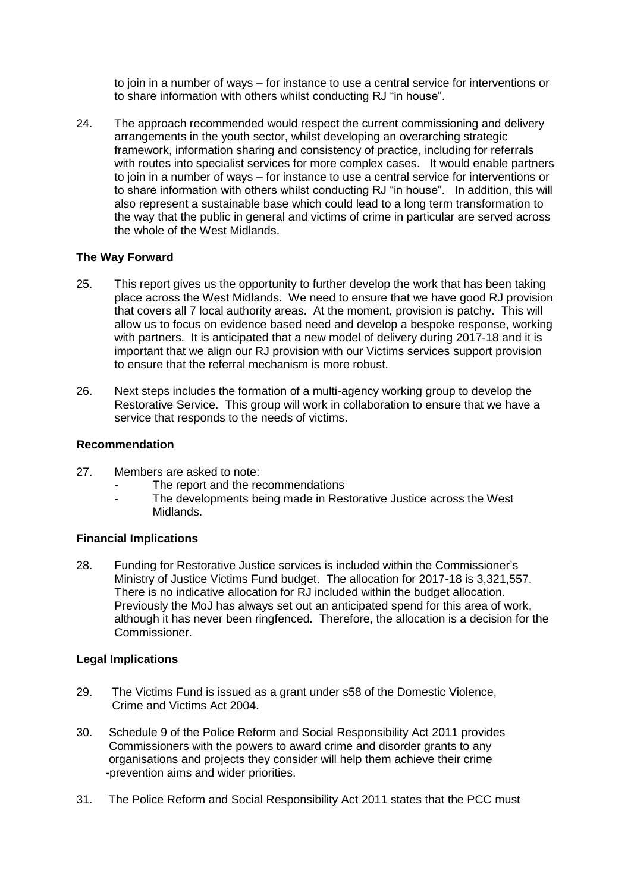to join in a number of ways – for instance to use a central service for interventions or to share information with others whilst conducting RJ "in house".

24. The approach recommended would respect the current commissioning and delivery arrangements in the youth sector, whilst developing an overarching strategic framework, information sharing and consistency of practice, including for referrals with routes into specialist services for more complex cases. It would enable partners to join in a number of ways – for instance to use a central service for interventions or to share information with others whilst conducting RJ "in house". In addition, this will also represent a sustainable base which could lead to a long term transformation to the way that the public in general and victims of crime in particular are served across the whole of the West Midlands.

**The Way Forward**

25. This report gives us the opportunity to further develop the work that has been taking place across the West Midlands. We need to ensure that we have good RJ provision that covers all 7 local authority areas. At the moment, provision is patchy. This will allow us to focus on evidence based need and develop a bespoke response, working with partners. It is anticipated that a new model of delivery during 2017-18 and it is important that we align our RJ provision with our Victims services support provision to ensure that the referral mechanism is more robust.

26. Next steps includes the formation of a multi-agency working group to develop the Restorative Service. This group will work in collaboration to ensure that we have a service that responds to the needs of victims.

**Recommendation**

27. Members are asked to note:
    - The report and the recommendations
    - The developments being made in Restorative Justice across the West Midlands.

**Financial Implications**

28. Funding for Restorative Justice services is included within the Commissioner's Ministry of Justice Victims Fund budget. The allocation for 2017-18 is 3,321,557. There is no indicative allocation for RJ included within the budget allocation. Previously the MoJ has always set out an anticipated spend for this area of work, although it has never been ringfenced. Therefore, the allocation is a decision for the Commissioner.

**Legal Implications**

29. The Victims Fund is issued as a grant under s58 of the Domestic Violence, Crime and Victims Act 2004.

30. Schedule 9 of the Police Reform and Social Responsibility Act 2011 provides Commissioners with the powers to award crime and disorder grants to any organisations and projects they consider will help them achieve their crime -prevention aims and wider priorities.

31. The Police Reform and Social Responsibility Act 2011 states that the PCC must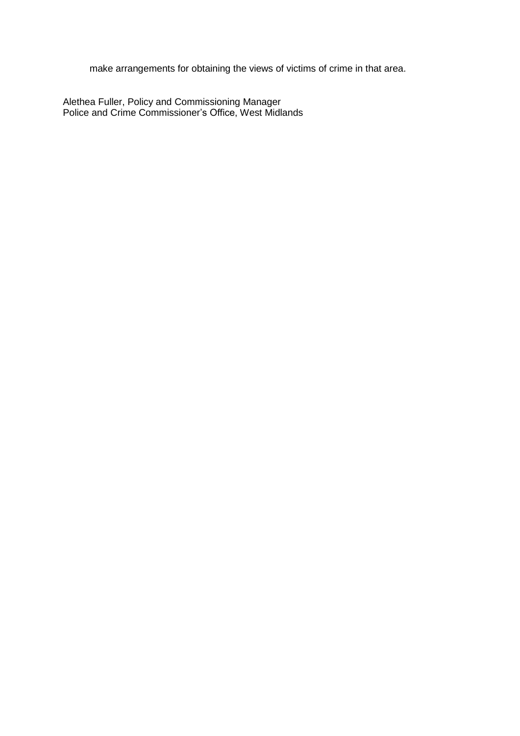make arrangements for obtaining the views of victims of crime in that area.

Alethea Fuller, Policy and Commissioning Manager
Police and Crime Commissioner's Office, West Midlands